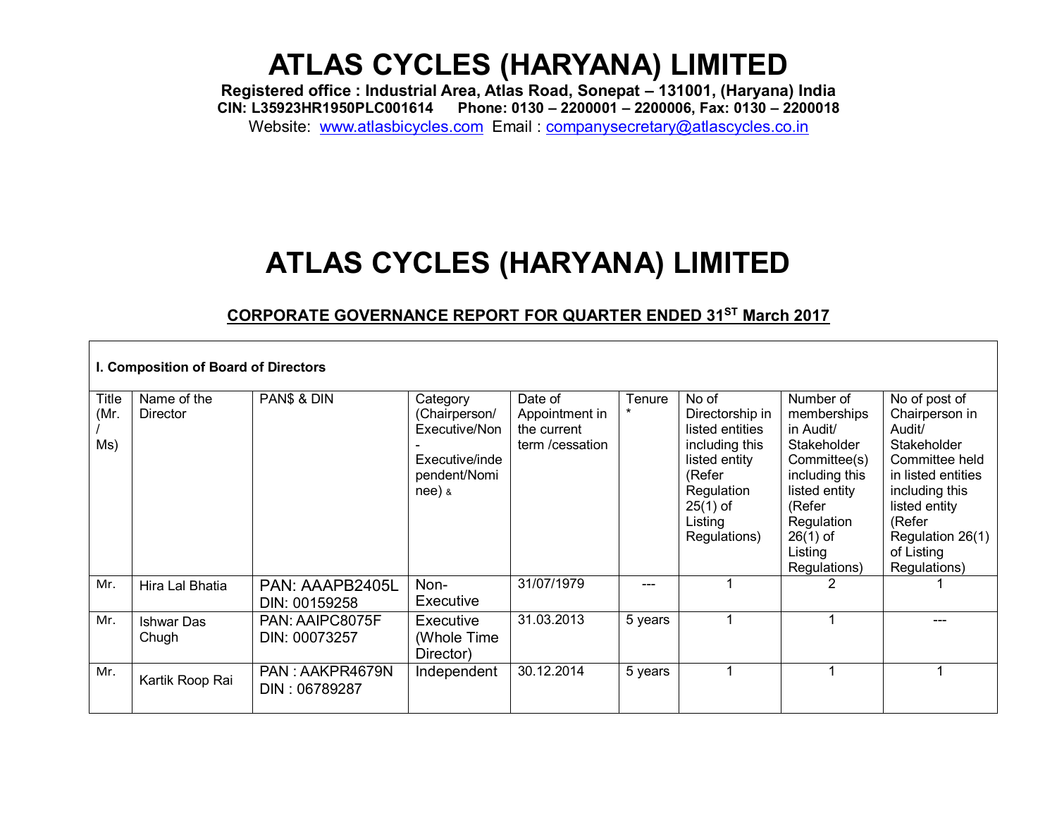# ATLAS CYCLES (HARYANA) LIMITED

**Registered office : Industrial Area, Atlas Road, Sonepat – 131001, (Haryana) India**
**CIN: L35923HR1950PLC001614 Phone: 0130 – 2200001 – 2200006, Fax: 0130 – 2200018**
Website: www.atlasbicycles.com Email : companysecretary@atlascycles.co.in

# ATLAS CYCLES (HARYANA) LIMITED

## CORPORATE GOVERNANCE REPORT FOR QUARTER ENDED 31ST March 2017

**I. Composition of Board of Directors**

| Title (Mr. / Ms) | Name of the Director | PAN$ & DIN | Category (Chairperson/ Executive/Non - Executive/independent/Nominee) & | Date of Appointment in the current term /cessation | Tenure * | No of Directorship in listed entities including this listed entity (Refer Regulation 25(1) of Listing Regulations) | Number of memberships in Audit/ Stakeholder Committee(s) including this listed entity (Refer Regulation 26(1) of Listing Regulations) | No of post of Chairperson in Audit/ Stakeholder Committee held in listed entities including this listed entity (Refer Regulation 26(1) of Listing Regulations) |
|---|---|---|---|---|---|---|---|---|
| Mr. | Hira Lal Bhatia | PAN: AAAPB2405L DIN: 00159258 | Non-Executive | 31/07/1979 | --- | 1 | 2 | 1 |
| Mr. | Ishwar Das Chugh | PAN: AAIPC8075F DIN: 00073257 | Executive (Whole Time Director) | 31.03.2013 | 5 years | 1 | 1 | --- |
| Mr. | Kartik Roop Rai | PAN : AAKPR4679N DIN : 06789287 | Independent | 30.12.2014 | 5 years | 1 | 1 | 1 |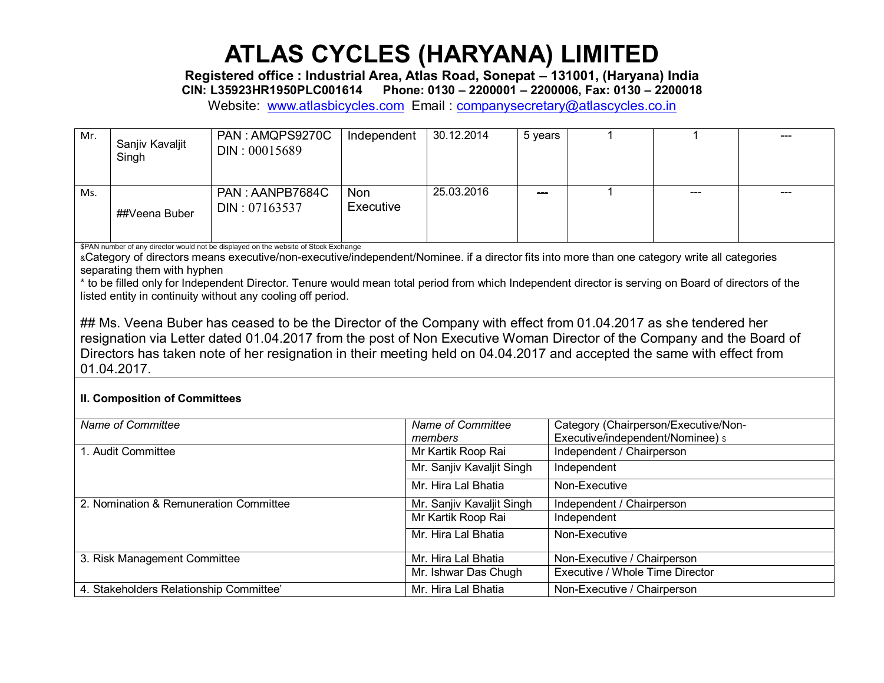# ATLAS CYCLES (HARYANA) LIMITED

**Registered office : Industrial Area, Atlas Road, Sonepat – 131001, (Haryana) India**
**CIN: L35923HR1950PLC001614 Phone: 0130 – 2200001 – 2200006, Fax: 0130 – 2200018**
Website: www.atlasbicycles.com Email : companysecretary@atlascycles.co.in

| | | | | | | | | |
|---|---|---|---|---|---|---|---|---|
| Mr. | Sanjiv Kavaljit Singh | PAN : AMQPS9270C DIN : 00015689 | Independent | 30.12.2014 | 5 years | 1 | 1 | --- |
| Ms. | ##Veena Buber | PAN : AANPB7684C DIN : 07163537 | Non Executive | 25.03.2016 | --- | 1 | --- | --- |

$PAN number of any director would not be displayed on the website of Stock Exchange
&Category of directors means executive/non-executive/independent/Nominee. if a director fits into more than one category write all categories separating them with hyphen
* to be filled only for Independent Director. Tenure would mean total period from which Independent director is serving on Board of directors of the listed entity in continuity without any cooling off period.

## Ms. Veena Buber has ceased to be the Director of the Company with effect from 01.04.2017 as she tendered her resignation via Letter dated 01.04.2017 from the post of Non Executive Woman Director of the Company and the Board of Directors has taken note of her resignation in their meeting held on 04.04.2017 and accepted the same with effect from 01.04.2017.

**II. Composition of Committees**

| *Name of Committee* | *Name of Committee members* | Category (Chairperson/Executive/Non-Executive/independent/Nominee) $ |
|---|---|---|
| 1. Audit Committee | Mr Kartik Roop Rai | Independent / Chairperson |
| | Mr. Sanjiv Kavaljit Singh | Independent |
| | Mr. Hira Lal Bhatia | Non-Executive |
| 2. Nomination & Remuneration Committee | Mr. Sanjiv Kavaljit Singh | Independent / Chairperson |
| | Mr Kartik Roop Rai | Independent |
| | Mr. Hira Lal Bhatia | Non-Executive |
| 3. Risk Management Committee | Mr. Hira Lal Bhatia | Non-Executive / Chairperson |
| | Mr. Ishwar Das Chugh | Executive / Whole Time Director |
| 4. Stakeholders Relationship Committee' | Mr. Hira Lal Bhatia | Non-Executive / Chairperson |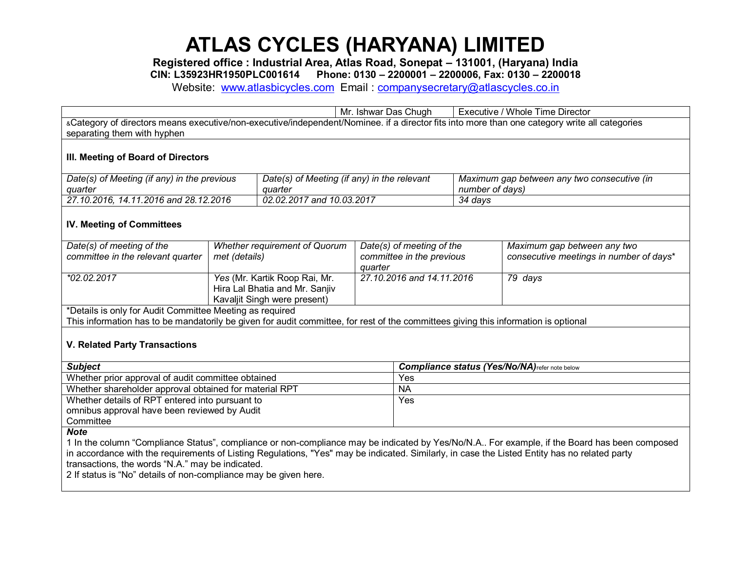# ATLAS CYCLES (HARYANA) LIMITED

**Registered office : Industrial Area, Atlas Road, Sonepat – 131001, (Haryana) India**
**CIN: L35923HR1950PLC001614 Phone: 0130 – 2200001 – 2200006, Fax: 0130 – 2200018**
Website: [www.atlasbicycles.com](http://www.atlasbicycles.com) Email : [companysecretary@atlascycles.co.in](mailto:companysecretary@atlascycles.co.in)

| | | |
|---|---|---|
| | Mr. Ishwar Das Chugh | Executive / Whole Time Director |

&Category of directors means executive/non-executive/independent/Nominee. if a director fits into more than one category write all categories separating them with hyphen

**III. Meeting of Board of Directors**

| *Date(s) of Meeting (if any) in the previous quarter* | *Date(s) of Meeting (if any) in the relevant quarter* | *Maximum gap between any two consecutive (in number of days)* |
|---|---|---|
| *27.10.2016, 14.11.2016 and 28.12.2016* | *02.02.2017 and 10.03.2017* | *34 days* |

**IV. Meeting of Committees**

| *Date(s) of meeting of the committee in the relevant quarter* | *Whether requirement of Quorum met (details)* | *Date(s) of meeting of the committee in the previous quarter* | *Maximum gap between any two consecutive meetings in number of days** |
|---|---|---|---|
| *\*02.02.2017* | *Yes* (Mr. Kartik Roop Rai, Mr. Hira Lal Bhatia and Mr. Sanjiv Kavaljit Singh were present) | *27.10.2016 and 14.11.2016* | *79 days* |

*Details is only for Audit Committee Meeting as required
This information has to be mandatorily be given for audit committee, for rest of the committees giving this information is optional

**V. Related Party Transactions**

| ***Subject*** | ***Compliance status (Yes/No/NA)*** refer note below |
|---|---|
| Whether prior approval of audit committee obtained | Yes |
| Whether shareholder approval obtained for material RPT | NA |
| Whether details of RPT entered into pursuant to omnibus approval have been reviewed by Audit Committee | Yes |

***Note***

1 In the column "Compliance Status", compliance or non-compliance may be indicated by Yes/No/N.A.. For example, if the Board has been composed in accordance with the requirements of Listing Regulations, "Yes" may be indicated. Similarly, in case the Listed Entity has no related party transactions, the words "N.A." may be indicated.

2 If status is "No" details of non-compliance may be given here.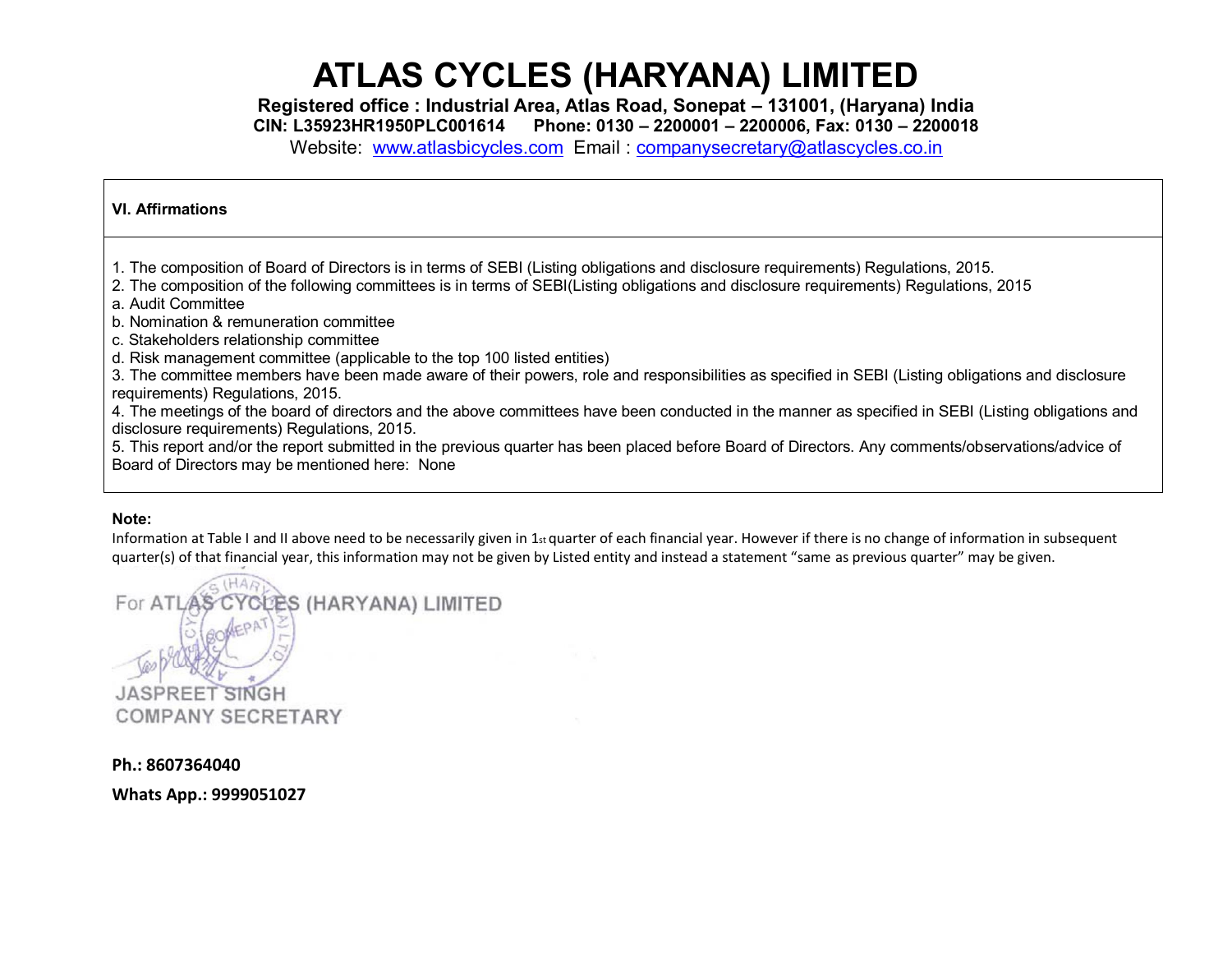# ATLAS CYCLES (HARYANA) LIMITED

**Registered office : Industrial Area, Atlas Road, Sonepat – 131001, (Haryana) India**
**CIN: L35923HR1950PLC001614 Phone: 0130 – 2200001 – 2200006, Fax: 0130 – 2200018**
Website: www.atlasbicycles.com Email : companysecretary@atlascycles.co.in

| **VI. Affirmations** |
|---|
| 1. The composition of Board of Directors is in terms of SEBI (Listing obligations and disclosure requirements) Regulations, 2015.<br>2. The composition of the following committees is in terms of SEBI(Listing obligations and disclosure requirements) Regulations, 2015<br>a. Audit Committee<br>b. Nomination & remuneration committee<br>c. Stakeholders relationship committee<br>d. Risk management committee (applicable to the top 100 listed entities)<br>3. The committee members have been made aware of their powers, role and responsibilities as specified in SEBI (Listing obligations and disclosure requirements) Regulations, 2015.<br>4. The meetings of the board of directors and the above committees have been conducted in the manner as specified in SEBI (Listing obligations and disclosure requirements) Regulations, 2015.<br>5. This report and/or the report submitted in the previous quarter has been placed before Board of Directors. Any comments/observations/advice of Board of Directors may be mentioned here: None |

**Note:**

Information at Table I and II above need to be necessarily given in 1st quarter of each financial year. However if there is no change of information in subsequent quarter(s) of that financial year, this information may not be given by Listed entity and instead a statement "same as previous quarter" may be given.

For ATLAS CYCLES (HARYANA) LIMITED

JASPREET SINGH
COMPANY SECRETARY

**Ph.: 8607364040**

**Whats App.: 9999051027**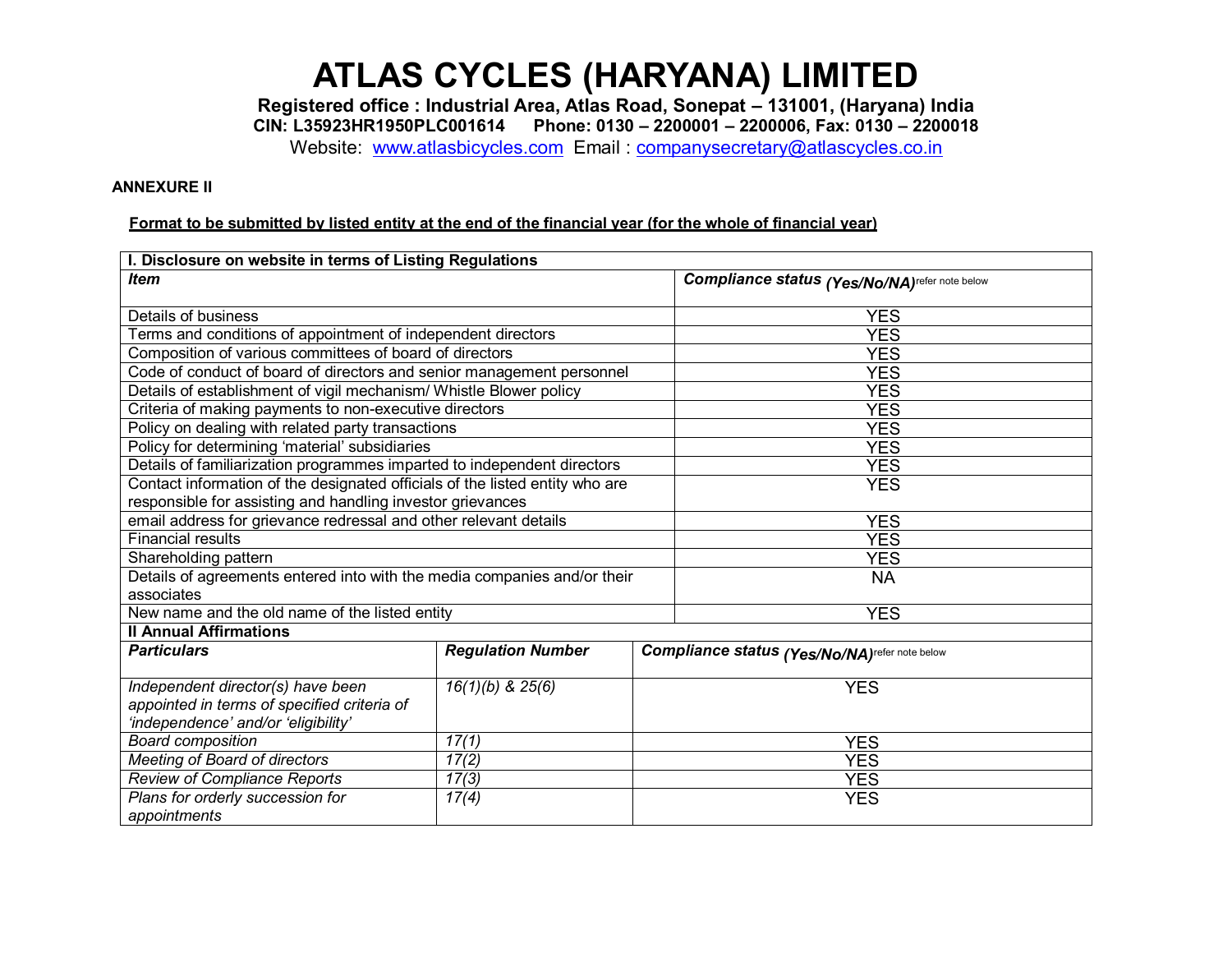# ATLAS CYCLES (HARYANA) LIMITED

**Registered office : Industrial Area, Atlas Road, Sonepat – 131001, (Haryana) India**
**CIN: L35923HR1950PLC001614 Phone: 0130 – 2200001 – 2200006, Fax: 0130 – 2200018**
Website: www.atlasbicycles.com Email : companysecretary@atlascycles.co.in

**ANNEXURE II**

**Format to be submitted by listed entity at the end of the financial year (for the whole of financial year)**

| **I. Disclosure on website in terms of Listing Regulations** | |
|---|---|
| ***Item*** | ***Compliance status (Yes/No/NA)*** refer note below |
| Details of business | YES |
| Terms and conditions of appointment of independent directors | YES |
| Composition of various committees of board of directors | YES |
| Code of conduct of board of directors and senior management personnel | YES |
| Details of establishment of vigil mechanism/ Whistle Blower policy | YES |
| Criteria of making payments to non-executive directors | YES |
| Policy on dealing with related party transactions | YES |
| Policy for determining 'material' subsidiaries | YES |
| Details of familiarization programmes imparted to independent directors | YES |
| Contact information of the designated officials of the listed entity who are responsible for assisting and handling investor grievances | YES |
| email address for grievance redressal and other relevant details | YES |
| Financial results | YES |
| Shareholding pattern | YES |
| Details of agreements entered into with the media companies and/or their associates | NA |
| New name and the old name of the listed entity | YES |

| **II Annual Affirmations** | | |
|---|---|---|
| ***Particulars*** | ***Regulation Number*** | ***Compliance status (Yes/No/NA)*** refer note below |
| *Independent director(s) have been appointed in terms of specified criteria of 'independence' and/or 'eligibility'* | *16(1)(b) & 25(6)* | YES |
| *Board composition* | *17(1)* | YES |
| *Meeting of Board of directors* | *17(2)* | YES |
| *Review of Compliance Reports* | *17(3)* | YES |
| *Plans for orderly succession for appointments* | *17(4)* | YES |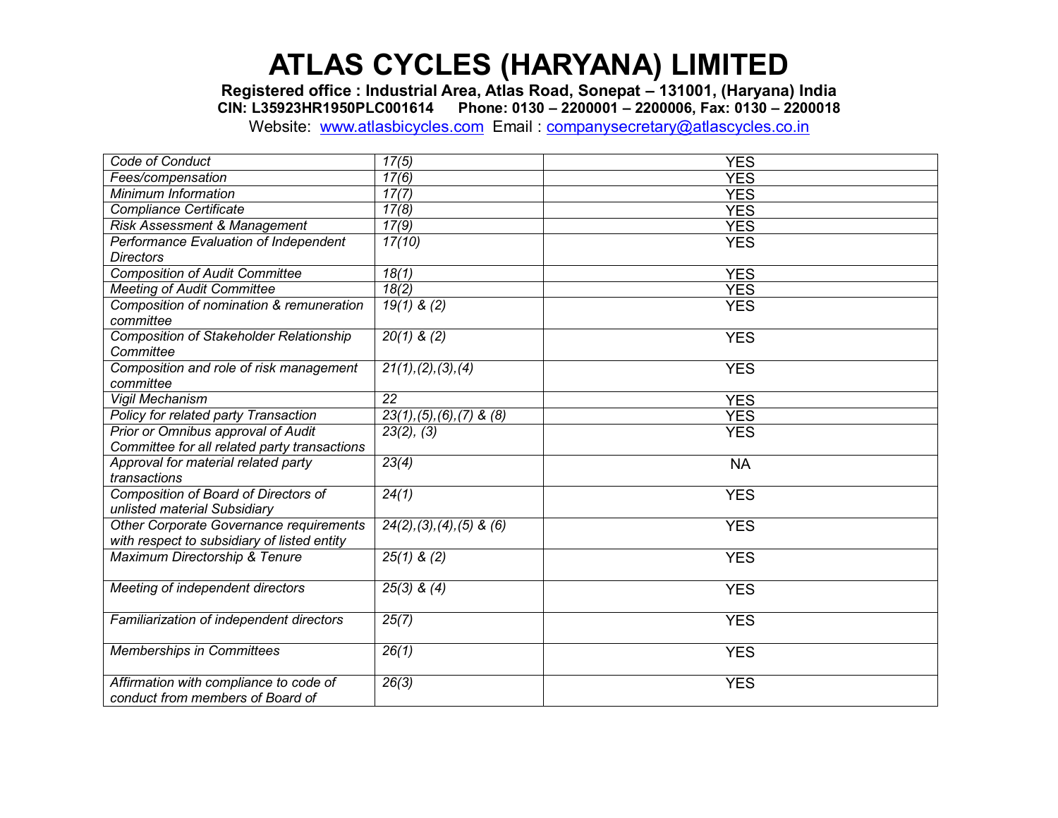# ATLAS CYCLES (HARYANA) LIMITED

**Registered office : Industrial Area, Atlas Road, Sonepat – 131001, (Haryana) India**
**CIN: L35923HR1950PLC001614 Phone: 0130 – 2200001 – 2200006, Fax: 0130 – 2200018**
Website: www.atlasbicycles.com Email : companysecretary@atlascycles.co.in

| | | |
|---|---|---|
| *Code of Conduct* | *17(5)* | YES |
| *Fees/compensation* | *17(6)* | YES |
| *Minimum Information* | *17(7)* | YES |
| *Compliance Certificate* | *17(8)* | YES |
| *Risk Assessment & Management* | *17(9)* | YES |
| *Performance Evaluation of Independent Directors* | *17(10)* | YES |
| *Composition of Audit Committee* | *18(1)* | YES |
| *Meeting of Audit Committee* | *18(2)* | YES |
| *Composition of nomination & remuneration committee* | *19(1) & (2)* | YES |
| *Composition of Stakeholder Relationship Committee* | *20(1) & (2)* | YES |
| *Composition and role of risk management committee* | *21(1),(2),(3),(4)* | YES |
| *Vigil Mechanism* | *22* | YES |
| *Policy for related party Transaction* | *23(1),(5),(6),(7) & (8)* | YES |
| *Prior or Omnibus approval of Audit Committee for all related party transactions* | *23(2), (3)* | YES |
| *Approval for material related party transactions* | *23(4)* | NA |
| *Composition of Board of Directors of unlisted material Subsidiary* | *24(1)* | YES |
| *Other Corporate Governance requirements with respect to subsidiary of listed entity* | *24(2),(3),(4),(5) & (6)* | YES |
| *Maximum Directorship & Tenure* | *25(1) & (2)* | YES |
| *Meeting of independent directors* | *25(3) & (4)* | YES |
| *Familiarization of independent directors* | *25(7)* | YES |
| *Memberships in Committees* | *26(1)* | YES |
| *Affirmation with compliance to code of conduct from members of Board of* | *26(3)* | YES |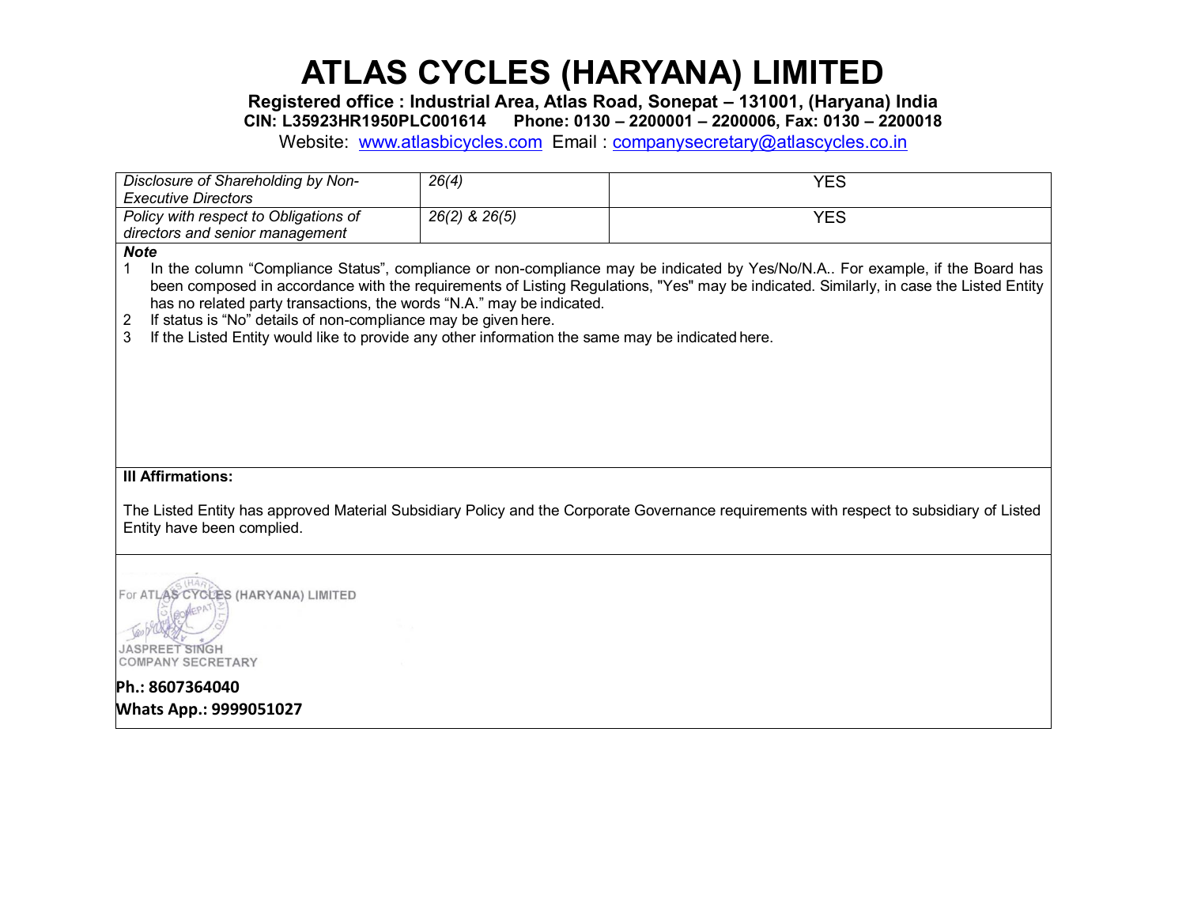# ATLAS CYCLES (HARYANA) LIMITED

**Registered office : Industrial Area, Atlas Road, Sonepat – 131001, (Haryana) India**
**CIN: L35923HR1950PLC001614 Phone: 0130 – 2200001 – 2200006, Fax: 0130 – 2200018**
Website: www.atlasbicycles.com Email : companysecretary@atlascycles.co.in

| | | |
|---|---|---|
| *Disclosure of Shareholding by Non-Executive Directors* | *26(4)* | YES |
| *Policy with respect to Obligations of directors and senior management* | *26(2) & 26(5)* | YES |

***Note***

1. In the column "Compliance Status", compliance or non-compliance may be indicated by Yes/No/N.A.. For example, if the Board has been composed in accordance with the requirements of Listing Regulations, "Yes" may be indicated. Similarly, in case the Listed Entity has no related party transactions, the words "N.A." may be indicated.
2. If status is "No" details of non-compliance may be given here.
3. If the Listed Entity would like to provide any other information the same may be indicated here.

**III Affirmations:**

The Listed Entity has approved Material Subsidiary Policy and the Corporate Governance requirements with respect to subsidiary of Listed Entity have been complied.

For ATLAS CYCLES (HARYANA) LIMITED

JASPREET SINGH
COMPANY SECRETARY

**Ph.: 8607364040**
**Whats App.: 9999051027**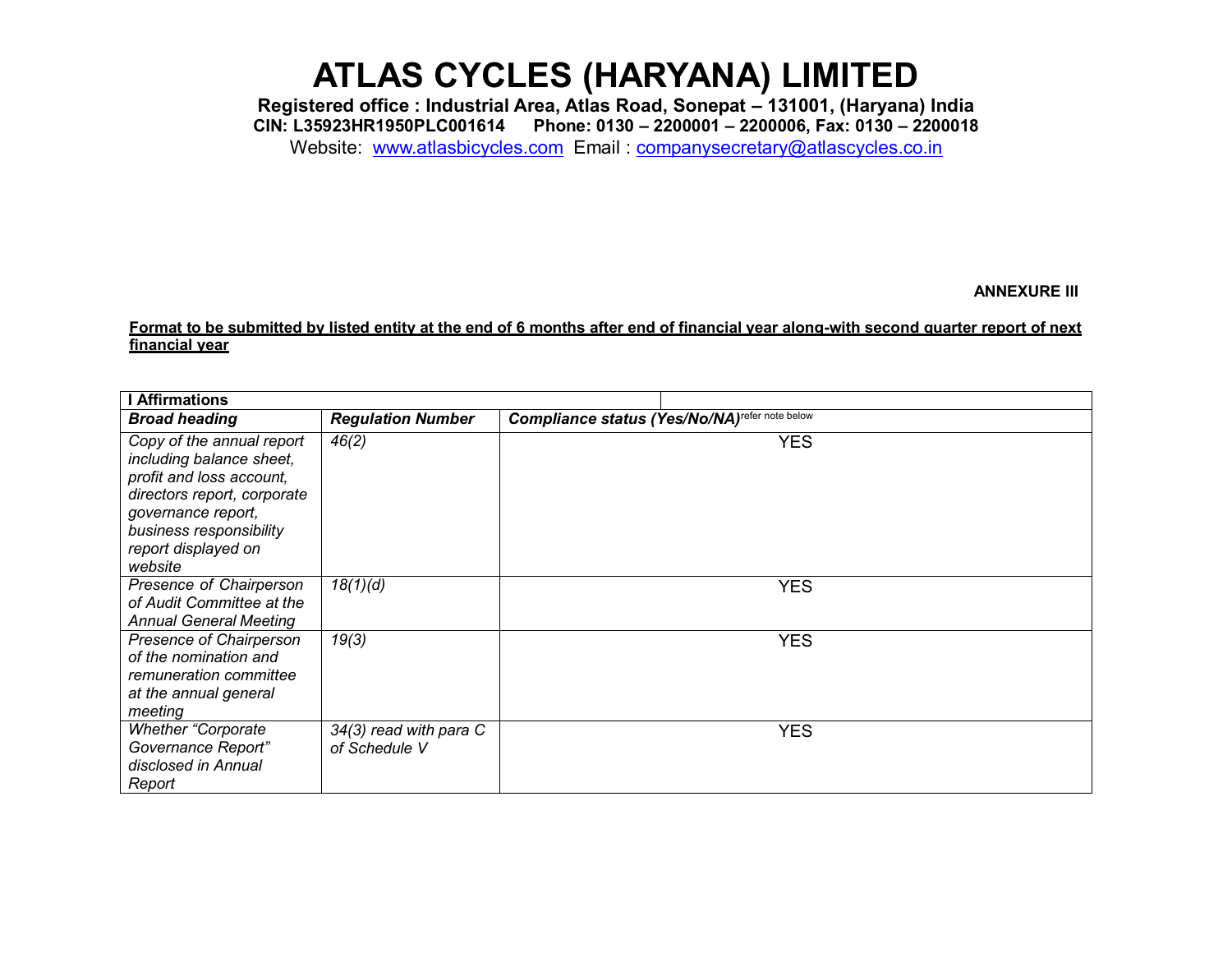# ATLAS CYCLES (HARYANA) LIMITED

**Registered office : Industrial Area, Atlas Road, Sonepat – 131001, (Haryana) India**
**CIN: L35923HR1950PLC001614 Phone: 0130 – 2200001 – 2200006, Fax: 0130 – 2200018**
Website: www.atlasbicycles.com Email : companysecretary@atlascycles.co.in

**ANNEXURE III**

**Format to be submitted by listed entity at the end of 6 months after end of financial year along-with second quarter report of next financial year**

| **I Affirmations** | | |
|---|---|---|
| ***Broad heading*** | ***Regulation Number*** | ***Compliance status (Yes/No/NA)*** refer note below |
| *Copy of the annual report including balance sheet, profit and loss account, directors report, corporate governance report, business responsibility report displayed on website* | *46(2)* | YES |
| *Presence of Chairperson of Audit Committee at the Annual General Meeting* | *18(1)(d)* | YES |
| *Presence of Chairperson of the nomination and remuneration committee at the annual general meeting* | *19(3)* | YES |
| *Whether "Corporate Governance Report" disclosed in Annual Report* | *34(3) read with para C of Schedule V* | YES |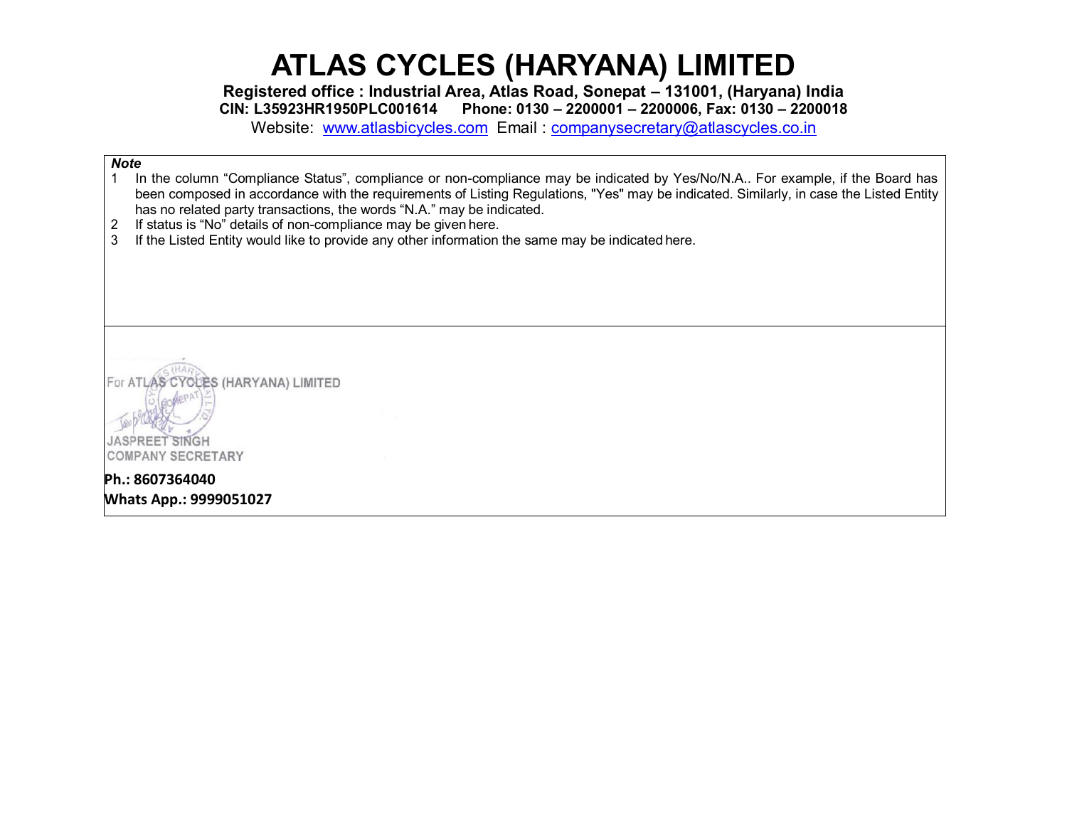# ATLAS CYCLES (HARYANA) LIMITED

**Registered office : Industrial Area, Atlas Road, Sonepat – 131001, (Haryana) India**
**CIN: L35923HR1950PLC001614 Phone: 0130 – 2200001 – 2200006, Fax: 0130 – 2200018**
Website: www.atlasbicycles.com Email : companysecretary@atlascycles.co.in

***Note***

1. In the column “Compliance Status”, compliance or non-compliance may be indicated by Yes/No/N.A.. For example, if the Board has been composed in accordance with the requirements of Listing Regulations, "Yes" may be indicated. Similarly, in case the Listed Entity has no related party transactions, the words “N.A.” may be indicated.
2. If status is “No” details of non-compliance may be given here.
3. If the Listed Entity would like to provide any other information the same may be indicated here.

For ATLAS CYCLES (HARYANA) LIMITED

JASPREET SINGH
COMPANY SECRETARY

**Ph.: 8607364040**
**Whats App.: 9999051027**